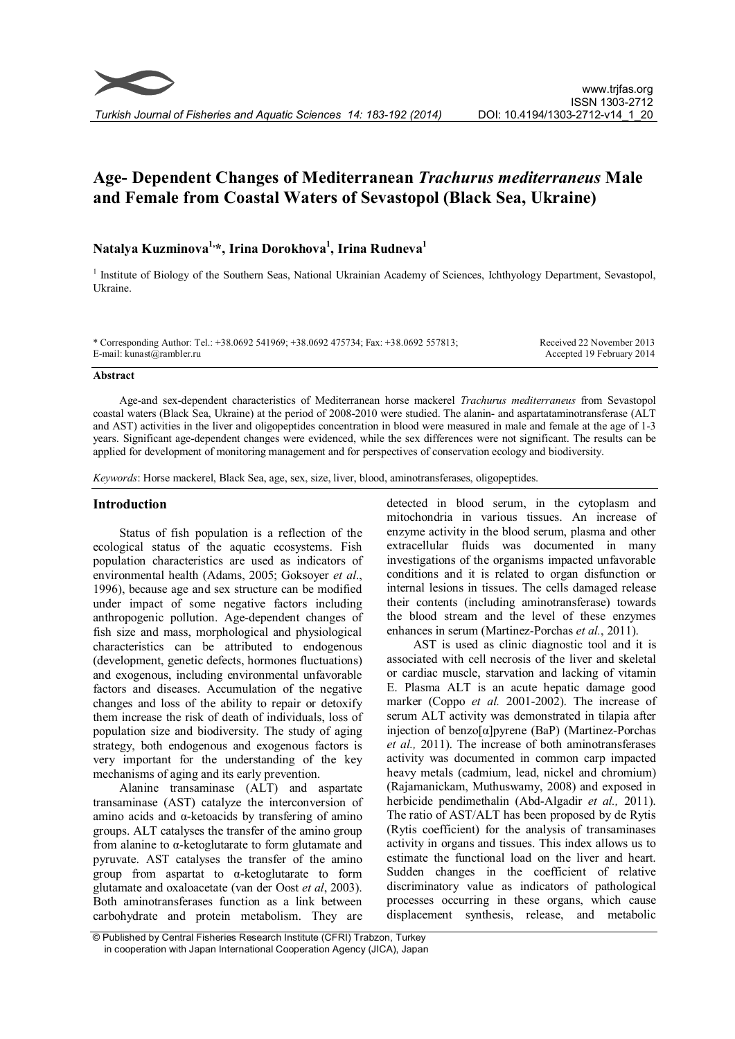# Age- Dependent Changes of Mediterranean *Trachurus mediterraneus* Male and Female from Coastal Waters of Sevastopol (Black Sea, Ukraine)

**Natalya Kuzminova[1,*], Irina Dorokhova[1], Irina Rudneva[1]**

[1] Institute of Biology of the Southern Seas, National Ukrainian Academy of Sciences, Ichthyology Department, Sevastopol, Ukraine.

\* Corresponding Author: Tel.: +38.0692 541969; +38.0692 475734; Fax: +38.0692 557813; E-mail: kunast@rambler.ru

Received 22 November 2013
Accepted 19 February 2014

## Abstract

Age-and sex-dependent characteristics of Mediterranean horse mackerel *Trachurus mediterraneus* from Sevastopol coastal waters (Black Sea, Ukraine) at the period of 2008-2010 were studied. The alanin- and aspartataminotransferase (ALT and AST) activities in the liver and oligopeptides concentration in blood were measured in male and female at the age of 1-3 years. Significant age-dependent changes were evidenced, while the sex differences were not significant. The results can be applied for development of monitoring management and for perspectives of conservation ecology and biodiversity.

*Keywords*: Horse mackerel, Black Sea, age, sex, size, liver, blood, aminotransferases, oligopeptides.

## Introduction

Status of fish population is a reflection of the ecological status of the aquatic ecosystems. Fish population characteristics are used as indicators of environmental health (Adams, 2005; Goksoyer *et al*., 1996), because age and sex structure can be modified under impact of some negative factors including anthropogenic pollution. Age-dependent changes of fish size and mass, morphological and physiological characteristics can be attributed to endogenous (development, genetic defects, hormones fluctuations) and exogenous, including environmental unfavorable factors and diseases. Accumulation of the negative changes and loss of the ability to repair or detoxify them increase the risk of death of individuals, loss of population size and biodiversity. The study of aging strategy, both endogenous and exogenous factors is very important for the understanding of the key mechanisms of aging and its early prevention.

Alanine transaminase (ALT) and aspartate transaminase (AST) catalyze the interconversion of amino acids and α-ketoacids by transfering of amino groups. ALT catalyses the transfer of the amino group from alanine to α-ketoglutarate to form glutamate and pyruvate. AST catalyses the transfer of the amino group from aspartat to α-ketoglutarate to form glutamate and oxaloacetate (van der Oost *et al*, 2003). Both aminotransferases function as a link between carbohydrate and protein metabolism. They are detected in blood serum, in the cytoplasm and mitochondria in various tissues. An increase of enzyme activity in the blood serum, plasma and other extracellular fluids was documented in many investigations of the organisms impacted unfavorable conditions and it is related to organ disfunction or internal lesions in tissues. The cells damaged release their contents (including aminotransferase) towards the blood stream and the level of these enzymes enhances in serum (Martinez-Porchas *et al.*, 2011).

AST is used as clinic diagnostic tool and it is associated with cell necrosis of the liver and skeletal or cardiac muscle, starvation and lacking of vitamin E. Plasma ALT is an acute hepatic damage good marker (Coppo *et al.* 2001-2002). The increase of serum ALT activity was demonstrated in tilapia after injection of benzo[α]pyrene (BaP) (Martinez-Porchas *et al.,* 2011). The increase of both aminotransferases activity was documented in common carp impacted heavy metals (cadmium, lead, nickel and chromium) (Rajamanickam, Muthuswamy, 2008) and exposed in herbicide pendimethalin (Abd-Algadir *et al.,* 2011). The ratio of AST/ALT has been proposed by de Rytis (Rytis coefficient) for the analysis of transaminases activity in organs and tissues. This index allows us to estimate the functional load on the liver and heart. Sudden changes in the coefficient of relative discriminatory value as indicators of pathological processes occurring in these organs, which cause displacement synthesis, release, and metabolic

© Published by Central Fisheries Research Institute (CFRI) Trabzon, Turkey in cooperation with Japan International Cooperation Agency (JICA), Japan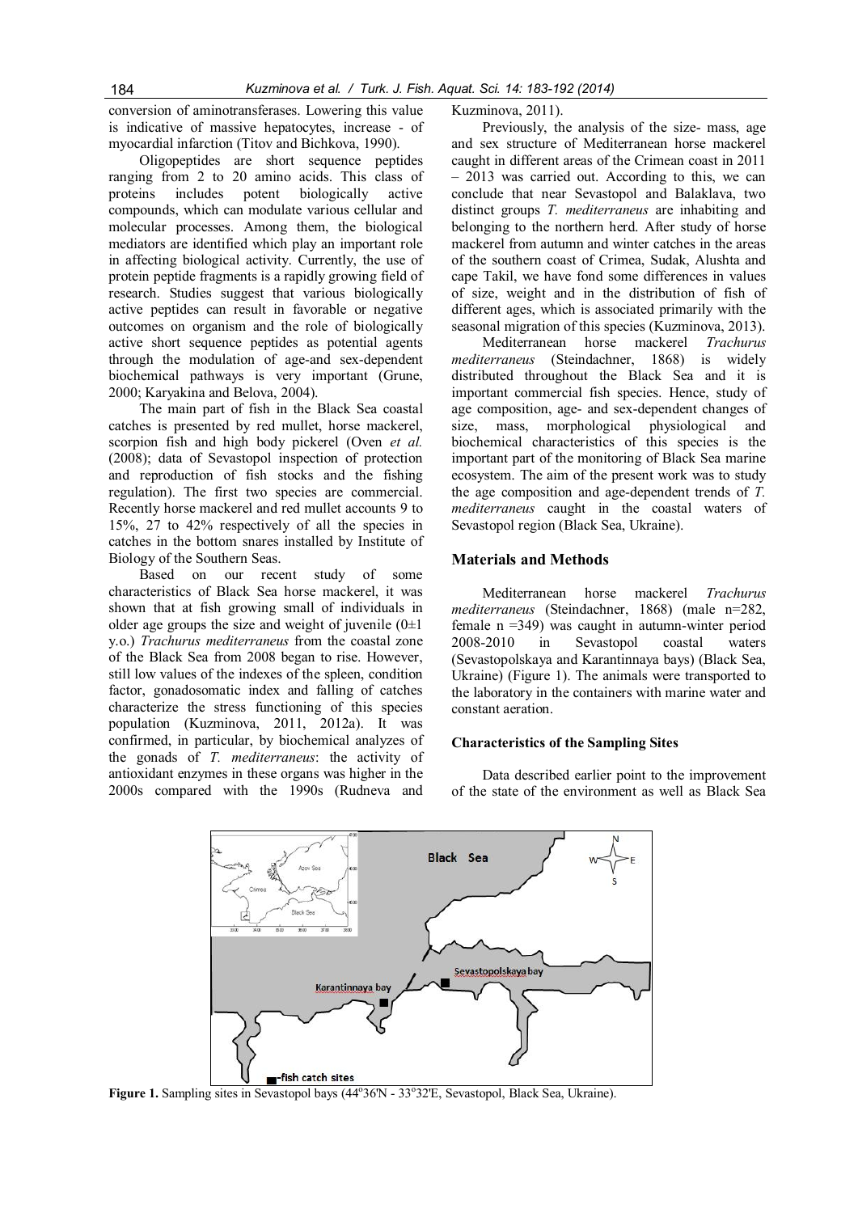conversion of aminotransferases. Lowering this value is indicative of massive hepatocytes, increase - of myocardial infarction (Titov and Bichkova, 1990).

Oligopeptides are short sequence peptides ranging from 2 to 20 amino acids. This class of proteins includes potent biologically active compounds, which can modulate various cellular and molecular processes. Among them, the biological mediators are identified which play an important role in affecting biological activity. Currently, the use of protein peptide fragments is a rapidly growing field of research. Studies suggest that various biologically active peptides can result in favorable or negative outcomes on organism and the role of biologically active short sequence peptides as potential agents through the modulation of age-and sex-dependent biochemical pathways is very important (Grune, 2000; Karyakina and Belova, 2004).

The main part of fish in the Black Sea coastal catches is presented by red mullet, horse mackerel, scorpion fish and high body pickerel (Oven *et al.* (2008); data of Sevastopol inspection of protection and reproduction of fish stocks and the fishing regulation). The first two species are commercial. Recently horse mackerel and red mullet accounts 9 to 15%, 27 to 42% respectively of all the species in catches in the bottom snares installed by Institute of Biology of the Southern Seas.

Based on our recent study of some characteristics of Black Sea horse mackerel, it was shown that at fish growing small of individuals in older age groups the size and weight of juvenile (0±1 y.o.) *Trachurus mediterraneus* from the coastal zone of the Black Sea from 2008 began to rise. However, still low values of the indexes of the spleen, condition factor, gonadosomatic index and falling of catches characterize the stress functioning of this species population (Kuzminova, 2011, 2012a). It was confirmed, in particular, by biochemical analyzes of the gonads of *T. mediterraneus*: the activity of antioxidant enzymes in these organs was higher in the 2000s compared with the 1990s (Rudneva and Kuzminova, 2011).

Previously, the analysis of the size- mass, age and sex structure of Mediterranean horse mackerel caught in different areas of the Crimean coast in 2011 – 2013 was carried out. According to this, we can conclude that near Sevastopol and Balaklava, two distinct groups *T. mediterraneus* are inhabiting and belonging to the northern herd. After study of horse mackerel from autumn and winter catches in the areas of the southern coast of Crimea, Sudak, Alushta and cape Takil, we have fond some differences in values of size, weight and in the distribution of fish of different ages, which is associated primarily with the seasonal migration of this species (Kuzminova, 2013).

Mediterranean horse mackerel *Trachurus mediterraneus* (Steindachner, 1868) is widely distributed throughout the Black Sea and it is important commercial fish species. Hence, study of age composition, age- and sex-dependent changes of size, mass, morphological physiological and biochemical characteristics of this species is the important part of the monitoring of Black Sea marine ecosystem. The aim of the present work was to study the age composition and age-dependent trends of *T. mediterraneus* caught in the coastal waters of Sevastopol region (Black Sea, Ukraine).

## Materials and Methods

Mediterranean horse mackerel *Trachurus mediterraneus* (Steindachner, 1868) (male n=282, female n =349) was caught in autumn-winter period 2008-2010 in Sevastopol coastal waters (Sevastopolskaya and Karantinnaya bays) (Black Sea, Ukraine) (Figure 1). The animals were transported to the laboratory in the containers with marine water and constant aeration.

### Characteristics of the Sampling Sites

Data described earlier point to the improvement of the state of the environment as well as Black Sea

**Figure 1.** Sampling sites in Sevastopol bays (44°36'N - 33°32'E, Sevastopol, Black Sea, Ukraine).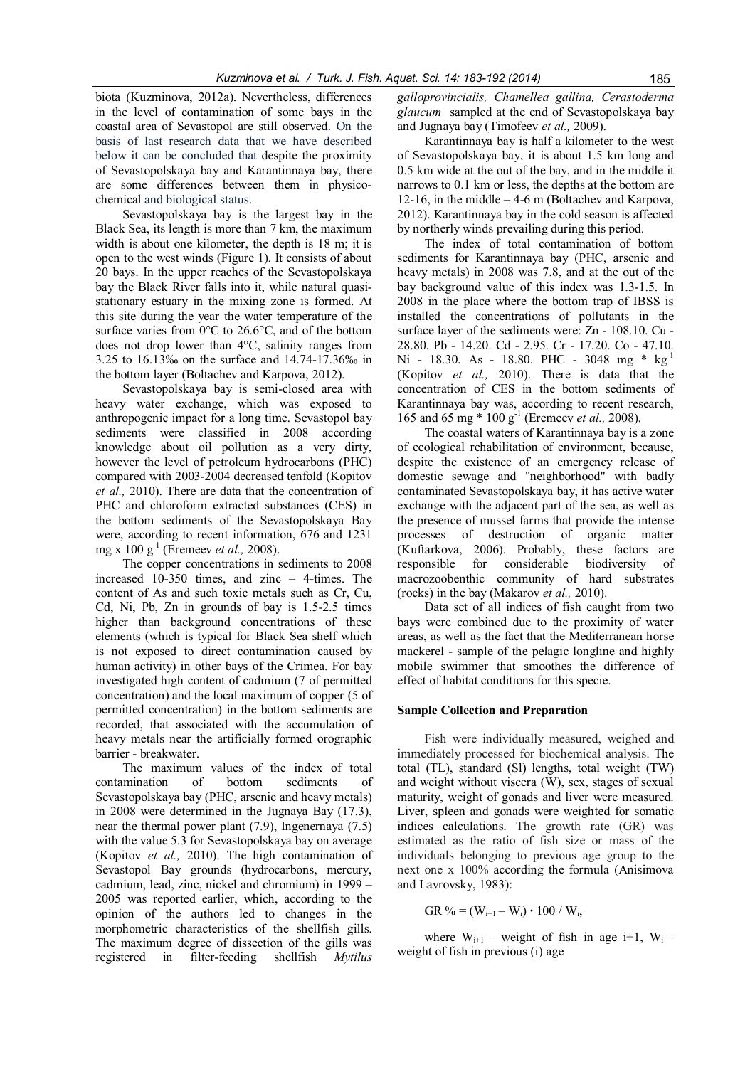biota (Kuzminova, 2012a). Nevertheless, differences in the level of contamination of some bays in the coastal area of Sevastopol are still observed. On the basis of last research data that we have described below it can be concluded that despite the proximity of Sevastopolskaya bay and Karantinnaya bay, there are some differences between them in physico-chemical and biological status.

Sevastopolskaya bay is the largest bay in the Black Sea, its length is more than 7 km, the maximum width is about one kilometer, the depth is 18 m; it is open to the west winds (Figure 1). It consists of about 20 bays. In the upper reaches of the Sevastopolskaya bay the Black River falls into it, while natural quasi-stationary estuary in the mixing zone is formed. At this site during the year the water temperature of the surface varies from 0°C to 26.6°C, and of the bottom does not drop lower than 4°C, salinity ranges from 3.25 to 16.13‰ on the surface and 14.74-17.36‰ in the bottom layer (Boltachev and Karpova, 2012).

Sevastopolskaya bay is semi-closed area with heavy water exchange, which was exposed to anthropogenic impact for a long time. Sevastopol bay sediments were classified in 2008 according knowledge about oil pollution as a very dirty, however the level of petroleum hydrocarbons (PHC) compared with 2003-2004 decreased tenfold (Kopitov *et al.,* 2010). There are data that the concentration of PHC and chloroform extracted substances (CES) in the bottom sediments of the Sevastopolskaya Bay were, according to recent information, 676 and 1231 mg x 100 $g^{-1}$ (Eremeev *et al.,* 2008).

The copper concentrations in sediments to 2008 increased 10-350 times, and zinc – 4-times. The content of As and such toxic metals such as Cr, Cu, Cd, Ni, Pb, Zn in grounds of bay is 1.5-2.5 times higher than background concentrations of these elements (which is typical for Black Sea shelf which is not exposed to direct contamination caused by human activity) in other bays of the Crimea. For bay investigated high content of cadmium (7 of permitted concentration) and the local maximum of copper (5 of permitted concentration) in the bottom sediments are recorded, that associated with the accumulation of heavy metals near the artificially formed orographic barrier - breakwater.

The maximum values of the index of total contamination of bottom sediments of Sevastopolskaya bay (PHC, arsenic and heavy metals) in 2008 were determined in the Jugnaya Bay (17.3), near the thermal power plant (7.9), Ingenernaya (7.5) with the value 5.3 for Sevastopolskaya bay on average (Kopitov *et al.,* 2010). The high contamination of Sevastopol Bay grounds (hydrocarbons, mercury, cadmium, lead, zinc, nickel and chromium) in 1999 – 2005 was reported earlier, which, according to the opinion of the authors led to changes in the morphometric characteristics of the shellfish gills. The maximum degree of dissection of the gills was registered in filter-feeding shellfish *Mytilus galloprovincialis, Chamellea gallina, Cerastoderma glaucum* sampled at the end of Sevastopolskaya bay and Jugnaya bay (Timofeev *et al.,* 2009).

Karantinnaya bay is half a kilometer to the west of Sevastopolskaya bay, it is about 1.5 km long and 0.5 km wide at the out of the bay, and in the middle it narrows to 0.1 km or less, the depths at the bottom are 12-16, in the middle – 4-6 m (Boltachev and Karpova, 2012). Karantinnaya bay in the cold season is affected by northerly winds prevailing during this period.

The index of total contamination of bottom sediments for Karantinnaya bay (PHC, arsenic and heavy metals) in 2008 was 7.8, and at the out of the bay background value of this index was 1.3-1.5. In 2008 in the place where the bottom trap of IBSS is installed the concentrations of pollutants in the surface layer of the sediments were: Zn - 108.10. Cu - 28.80. Pb - 14.20. Cd - 2.95. Cr - 17.20. Co - 47.10. Ni - 18.30. As - 18.80. PHC - 3048 mg * $kg^{-1}$ (Kopitov *et al.,* 2010). There is data that the concentration of CES in the bottom sediments of Karantinnaya bay was, according to recent research, 165 and 65 mg * 100 $g^{-1}$ (Eremeev *et al.,* 2008).

The coastal waters of Karantinnaya bay is a zone of ecological rehabilitation of environment, because, despite the existence of an emergency release of domestic sewage and "neighborhood" with badly contaminated Sevastopolskaya bay, it has active water exchange with the adjacent part of the sea, as well as the presence of mussel farms that provide the intense processes of destruction of organic matter (Kuftarkova, 2006). Probably, these factors are responsible for considerable biodiversity of macrozoobenthic community of hard substrates (rocks) in the bay (Makarov *et al.,* 2010).

Data set of all indices of fish caught from two bays were combined due to the proximity of water areas, as well as the fact that the Mediterranean horse mackerel - sample of the pelagic longline and highly mobile swimmer that smoothes the difference of effect of habitat conditions for this specie.

## Sample Collection and Preparation

Fish were individually measured, weighed and immediately processed for biochemical analysis. The total (TL), standard (Sl) lengths, total weight (TW) and weight without viscera (W), sex, stages of sexual maturity, weight of gonads and liver were measured. Liver, spleen and gonads were weighted for somatic indices calculations. The growth rate (GR) was estimated as the ratio of fish size or mass of the individuals belonging to previous age group to the next one x 100% according the formula (Anisimova and Lavrovsky, 1983):

$$GR\ \% = (W_{i+1} - W_i) \cdot 100 / W_i,$$

where $W_{i+1}$ – weight of fish in age i+1, $W_i$ – weight of fish in previous (i) age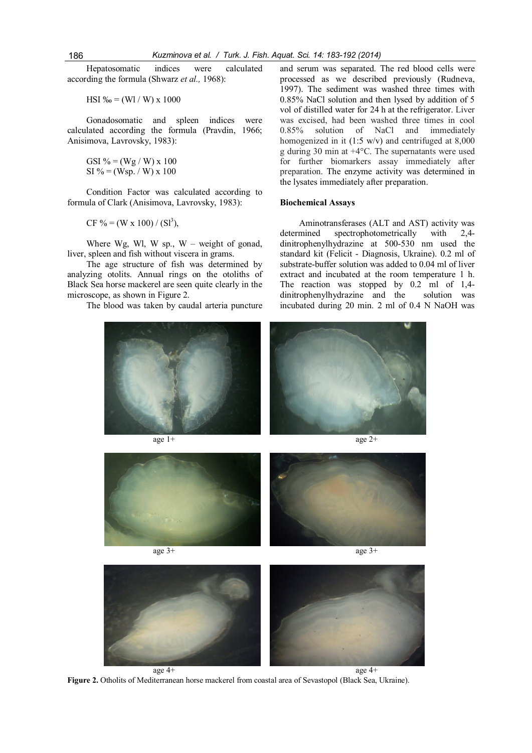Hepatosomatic indices were calculated according the formula (Shwarz *et al.,* 1968):

$$HSI\ ‰ = (Wl / W) \times 1000$$

Gonadosomatic and spleen indices were calculated according the formula (Pravdin, 1966; Anisimova, Lavrovsky, 1983):

$$GSI\ \% = (Wg / W) \times 100$$
$$SI\ \% = (Wsp. / W) \times 100$$

Condition Factor was calculated according to formula of Clark (Anisimova, Lavrovsky, 1983):

$$CF\ \% = (W \times 100) / (Sl^3),$$

Where Wg, Wl, W sp., W – weight of gonad, liver, spleen and fish without viscera in grams.

The age structure of fish was determined by analyzing otolits. Annual rings on the otoliths of Black Sea horse mackerel are seen quite clearly in the microscope, as shown in Figure 2.

The blood was taken by caudal arteria puncture and serum was separated. The red blood cells were processed as we described previously (Rudneva, 1997). The sediment was washed three times with 0.85% NaCl solution and then lysed by addition of 5 vol of distilled water for 24 h at the refrigerator. Liver was excised, had been washed three times in cool 0.85% solution of NaCl and immediately homogenized in it (1:5 w/v) and centrifuged at 8,000 g during 30 min at +4°C. The supernatants were used for further biomarkers assay immediately after preparation. The enzyme activity was determined in the lysates immediately after preparation.

### Biochemical Assays

Aminotransferases (ALT and AST) activity was determined spectrophotometrically with 2,4-dinitrophenylhydrazine at 500-530 nm used the standard kit (Felicit - Diagnosis, Ukraine). 0.2 ml of substrate-buffer solution was added to 0.04 ml of liver extract and incubated at the room temperature 1 h. The reaction was stopped by 0.2 ml of 1,4-dinitrophenylhydrazine and the solution was incubated during 20 min. 2 ml of 0.4 N NaOH was

age 1+ | age 2+ | age 3+ | age 3+ | age 4+ | age 4+

**Figure 2.** Otholits of Mediterranean horse mackerel from coastal area of Sevastopol (Black Sea, Ukraine).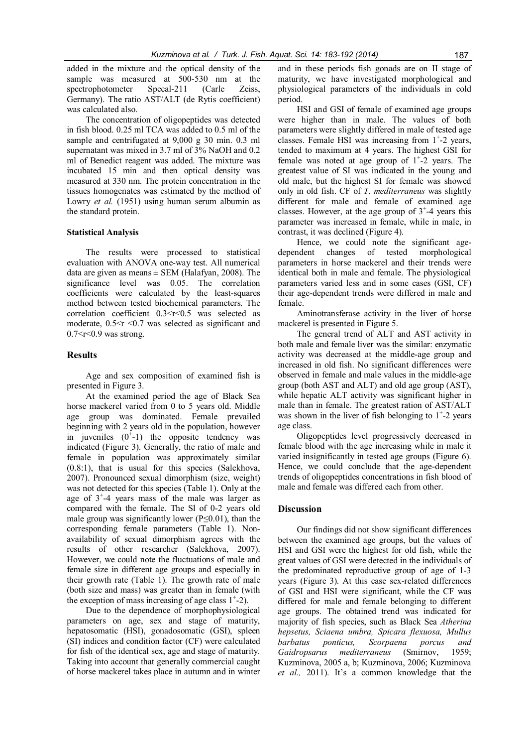added in the mixture and the optical density of the sample was measured at 500-530 nm at the spectrophotometer Specal-211 (Carle Zeiss, Germany). The ratio AST/ALT (de Rytis coefficient) was calculated also.

The concentration of oligopeptides was detected in fish blood. 0.25 ml TCA was added to 0.5 ml of the sample and centrifugated at 9,000 g 30 min. 0.3 ml supernatant was mixed in 3.7 ml of 3% NaOH and 0.2 ml of Benedict reagent was added. The mixture was incubated 15 min and then optical density was measured at 330 nm. The protein concentration in the tissues homogenates was estimated by the method of Lowry *et al.* (1951) using human serum albumin as the standard protein.

### Statistical Analysis

The results were processed to statistical evaluation with ANOVA one-way test. All numerical data are given as means ± SEM (Halafyan, 2008). The significance level was 0.05. The correlation coefficients were calculated by the least-squares method between tested biochemical parameters. The correlation coefficient $0.3<r<0.5$ was selected as moderate, $0.5<r<0.7$ was selected as significant and $0.7<r<0.9$ was strong.

## Results

Age and sex composition of examined fish is presented in Figure 3.

At the examined period the age of Black Sea horse mackerel varied from 0 to 5 years old. Middle age group was dominated. Female prevailed beginning with 2 years old in the population, however in juveniles ($0^+$-1) the opposite tendency was indicated (Figure 3). Generally, the ratio of male and female in population was approximately similar (0.8:1), that is usual for this species (Salekhova, 2007). Pronounced sexual dimorphism (size, weight) was not detected for this species (Table 1). Only at the age of $3^+$-4 years mass of the male was larger as compared with the female. The Sl of 0-2 years old male group was significantly lower ($P\leq0.01$), than the corresponding female parameters (Table 1). Non-availability of sexual dimorphism agrees with the results of other researcher (Salekhova, 2007). However, we could note the fluctuations of male and female size in different age groups and especially in their growth rate (Table 1). The growth rate of male (both size and mass) was greater than in female (with the exception of mass increasing of age class $1^+$-2).

Due to the dependence of morphophysiological parameters on age, sex and stage of maturity, hepatosomatic (HSI), gonadosomatic (GSI), spleen (SI) indices and condition factor (CF) were calculated for fish of the identical sex, age and stage of maturity. Taking into account that generally commercial caught of horse mackerel takes place in autumn and in winter and in these periods fish gonads are on II stage of maturity, we have investigated morphological and physiological parameters of the individuals in cold period.

HSI and GSI of female of examined age groups were higher than in male. The values of both parameters were slightly differed in male of tested age classes. Female HSI was increasing from $1^+$-2 years, tended to maximum at 4 years. The highest GSI for female was noted at age group of $1^+$-2 years. The greatest value of SI was indicated in the young and old male, but the highest SI for female was showed only in old fish. CF of *T. mediterraneus* was slightly different for male and female of examined age classes. However, at the age group of $3^+$-4 years this parameter was increased in female, while in male, in contrast, it was declined (Figure 4).

Hence, we could note the significant age-dependent changes of tested morphological parameters in horse mackerel and their trends were identical both in male and female. The physiological parameters varied less and in some cases (GSI, CF) their age-dependent trends were differed in male and female.

Aminotransferase activity in the liver of horse mackerel is presented in Figure 5.

The general trend of ALT and AST activity in both male and female liver was the similar: enzymatic activity was decreased at the middle-age group and increased in old fish. No significant differences were observed in female and male values in the middle-age group (both AST and ALT) and old age group (AST), while hepatic ALT activity was significant higher in male than in female. The greatest ration of AST/ALT was shown in the liver of fish belonging to $1^+$-2 years age class.

Oligopeptides level progressively decreased in female blood with the age increasing while in male it varied insignificantly in tested age groups (Figure 6). Hence, we could conclude that the age-dependent trends of oligopeptides concentrations in fish blood of male and female was differed each from other.

## Discussion

Our findings did not show significant differences between the examined age groups, but the values of HSI and GSI were the highest for old fish, while the great values of GSI were detected in the individuals of the predominated reproductive group of age of 1-3 years (Figure 3). At this case sex-related differences of GSI and HSI were significant, while the CF was differed for male and female belonging to different age groups. The obtained trend was indicated for majority of fish species, such as Black Sea *Atherina hepsetus, Sciaena umbra, Spicara flexuosa, Mullus barbatus ponticus, Scorpaena porcus and Gaidropsarus mediterraneus* (Smirnov, 1959; Kuzminova, 2005 a, b; Kuzminova, 2006; Kuzminova *et al.,* 2011). It's a common knowledge that the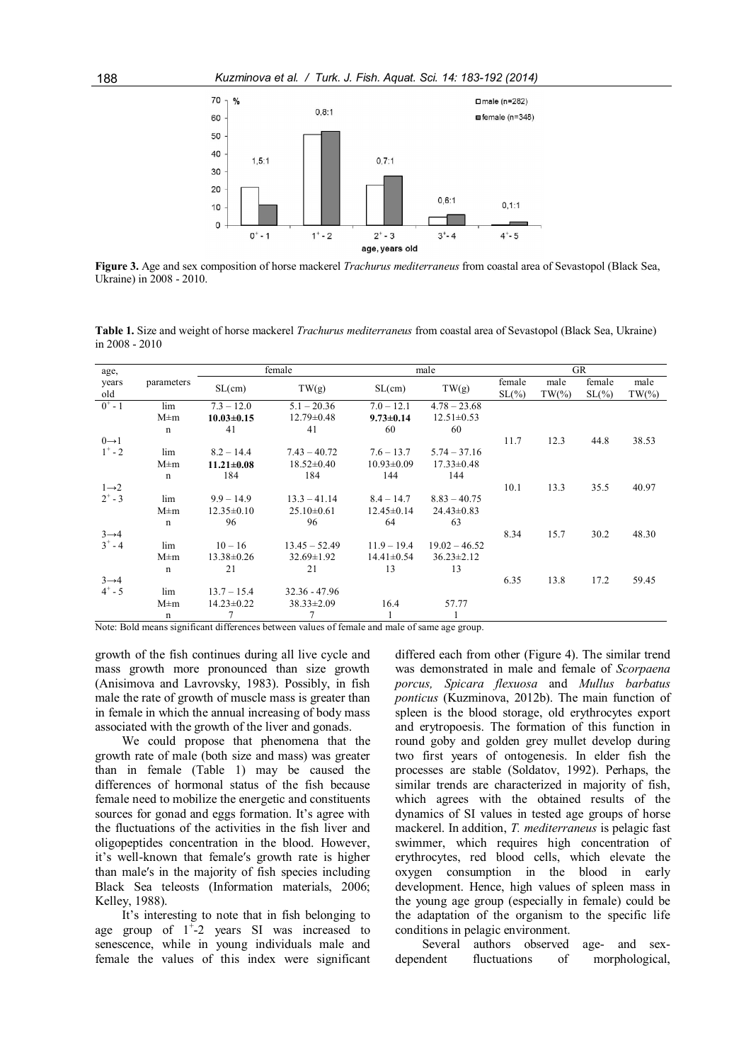**Figure 3.** Age and sex composition of horse mackerel *Trachurus mediterraneus* from coastal area of Sevastopol (Black Sea, Ukraine) in 2008 - 2010.

**Table 1.** Size and weight of horse mackerel *Trachurus mediterraneus* from coastal area of Sevastopol (Black Sea, Ukraine) in 2008 - 2010

| age, years old | parameters | female | | male | | GR | | | |
|---|---|---|---|---|---|---|---|---|---|
| | | SL(cm) | TW(g) | SL(cm) | TW(g) | female SL(%) | male TW(%) | female SL(%) | male TW(%) |
| $0^+$ - 1 | lim | 7.3 – 12.0 | 5.1 – 20.36 | 7.0 – 12.1 | 4.78 – 23.68 | | | | |
| | M±m | **10.03±0.15** | 12.79±0.48 | **9.73±0.14** | 12.51±0.53 | | | | |
| | n | 41 | 41 | 60 | 60 | | | | |
| 0→1 | | | | | | 11.7 | 12.3 | 44.8 | 38.53 |
| $1^+$ - 2 | lim | 8.2 – 14.4 | 7.43 – 40.72 | 7.6 – 13.7 | 5.74 – 37.16 | | | | |
| | M±m | **11.21±0.08** | 18.52±0.40 | 10.93±0.09 | 17.33±0.48 | | | | |
| | n | 184 | 184 | 144 | 144 | | | | |
| 1→2 | | | | | | 10.1 | 13.3 | 35.5 | 40.97 |
| $2^+$ - 3 | lim | 9.9 – 14.9 | 13.3 – 41.14 | 8.4 – 14.7 | 8.83 – 40.75 | | | | |
| | M±m | 12.35±0.10 | 25.10±0.61 | 12.45±0.14 | 24.43±0.83 | | | | |
| | n | 96 | 96 | 64 | 63 | | | | |
| 3→4 | | | | | | 8.34 | 15.7 | 30.2 | 48.30 |
| $3^+$ - 4 | lim | 10 – 16 | 13.45 – 52.49 | 11.9 – 19.4 | 19.02 – 46.52 | | | | |
| | M±m | 13.38±0.26 | 32.69±1.92 | 14.41±0.54 | 36.23±2.12 | | | | |
| | n | 21 | 21 | 13 | 13 | | | | |
| 3→4 | | | | | | 6.35 | 13.8 | 17.2 | 59.45 |
| $4^+$ - 5 | lim | 13.7 – 15.4 | 32.36 - 47.96 | | | | | | |
| | M±m | 14.23±0.22 | 38.33±2.09 | 16.4 | 57.77 | | | | |
| | n | 7 | 7 | 1 | 1 | | | | |

Note: Bold means significant differences between values of female and male of same age group.

growth of the fish continues during all live cycle and mass growth more pronounced than size growth (Anisimova and Lavrovsky, 1983). Possibly, in fish male the rate of growth of muscle mass is greater than in female in which the annual increasing of body mass associated with the growth of the liver and gonads.

We could propose that phenomena that the growth rate of male (both size and mass) was greater than in female (Table 1) may be caused the differences of hormonal status of the fish because female need to mobilize the energetic and constituents sources for gonad and eggs formation. It's agree with the fluctuations of the activities in the fish liver and oligopeptides concentration in the blood. However, it's well-known that female′s growth rate is higher than male′s in the majority of fish species including Black Sea teleosts (Information materials, 2006; Kelley, 1988).

It's interesting to note that in fish belonging to age group of $1^+$-2 years SI was increased to senescence, while in young individuals male and female the values of this index were significant differed each from other (Figure 4). The similar trend was demonstrated in male and female of *Scorpaena porcus, Spicara flexuosa* and *Mullus barbatus ponticus* (Kuzminova, 2012b). The main function of spleen is the blood storage, old erythrocytes export and erytropoesis. The formation of this function in round goby and golden grey mullet develop during two first years of ontogenesis. In elder fish the processes are stable (Soldatov, 1992). Perhaps, the similar trends are characterized in majority of fish, which agrees with the obtained results of the dynamics of SI values in tested age groups of horse mackerel. In addition, *T. mediterraneus* is pelagic fast swimmer, which requires high concentration of erythrocytes, red blood cells, which elevate the oxygen consumption in the blood in early development. Hence, high values of spleen mass in the young age group (especially in female) could be the adaptation of the organism to the specific life conditions in pelagic environment.

Several authors observed age- and sex-dependent fluctuations of morphological,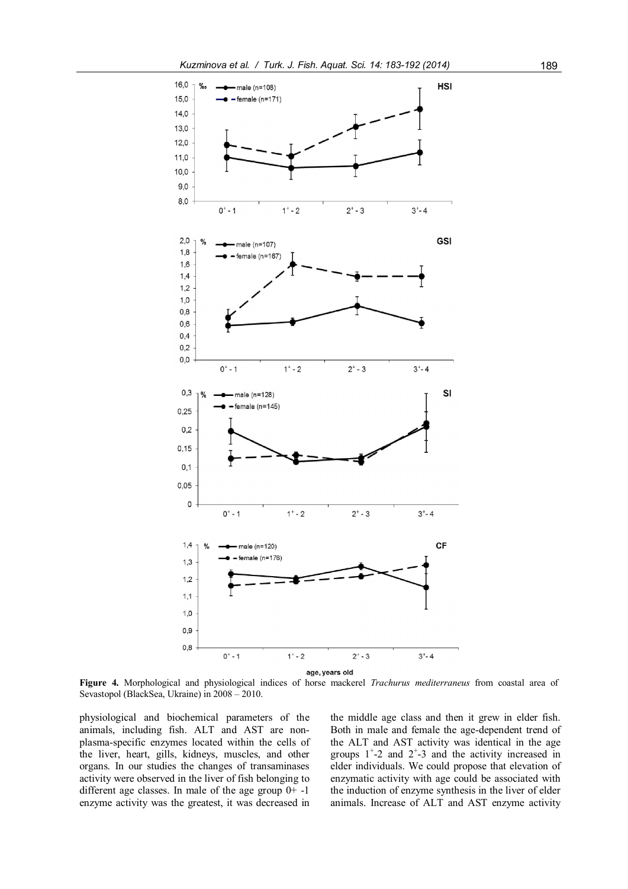**Figure 4.** Morphological and physiological indices of horse mackerel *Trachurus mediterraneus* from coastal area of Sevastopol (BlackSea, Ukraine) in 2008 – 2010.

physiological and biochemical parameters of the animals, including fish. ALT and AST are non-plasma-specific enzymes located within the cells of the liver, heart, gills, kidneys, muscles, and other organs. In our studies the changes of transaminases activity were observed in the liver of fish belonging to different age classes. In male of the age group 0+ -1 enzyme activity was the greatest, it was decreased in the middle age class and then it grew in elder fish. Both in male and female the age-dependent trend of the ALT and AST activity was identical in the age groups $1^{+}$-2 and $2^{+}$-3 and the activity increased in elder individuals. We could propose that elevation of enzymatic activity with age could be associated with the induction of enzyme synthesis in the liver of elder animals. Increase of ALT and AST enzyme activity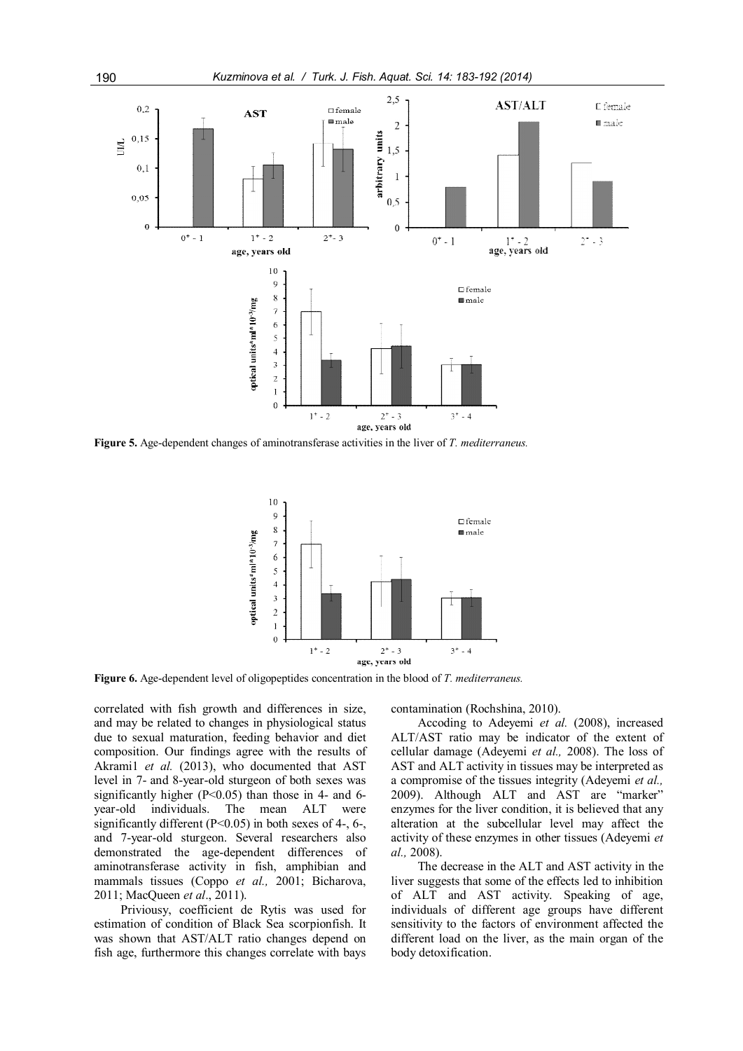**Figure 5.** Age-dependent changes of aminotransferase activities in the liver of *T. mediterraneus.*

**Figure 6.** Age-dependent level of oligopeptides concentration in the blood of *T. mediterraneus.*

correlated with fish growth and differences in size, and may be related to changes in physiological status due to sexual maturation, feeding behavior and diet composition. Our findings agree with the results of Akrami1 *et al.* (2013), who documented that AST level in 7- and 8-year-old sturgeon of both sexes was significantly higher ($P<0.05$) than those in 4- and 6-year-old individuals. The mean ALT were significantly different ($P<0.05$) in both sexes of 4-, 6-, and 7-year-old sturgeon. Several researchers also demonstrated the age-dependent differences of aminotransferase activity in fish, amphibian and mammals tissues (Coppo *et al.,* 2001; Bicharova, 2011; MacQueen *et al*., 2011).

Priviousy, coefficient de Rytis was used for estimation of condition of Black Sea scorpionfish. It was shown that AST/ALT ratio changes depend on fish age, furthermore this changes correlate with bays contamination (Rochshina, 2010).

Accoding to Adeyemi *et al.* (2008), increased ALT/AST ratio may be indicator of the extent of cellular damage (Adeyemi *et al.,* 2008). The loss of AST and ALT activity in tissues may be interpreted as a compromise of the tissues integrity (Adeyemi *et al.,* 2009). Although ALT and AST are "marker" enzymes for the liver condition, it is believed that any alteration at the subcellular level may affect the activity of these enzymes in other tissues (Adeyemi *et al.,* 2008).

The decrease in the ALT and AST activity in the liver suggests that some of the effects led to inhibition of ALT and AST activity. Speaking of age, individuals of different age groups have different sensitivity to the factors of environment affected the different load on the liver, as the main organ of the body detoxification.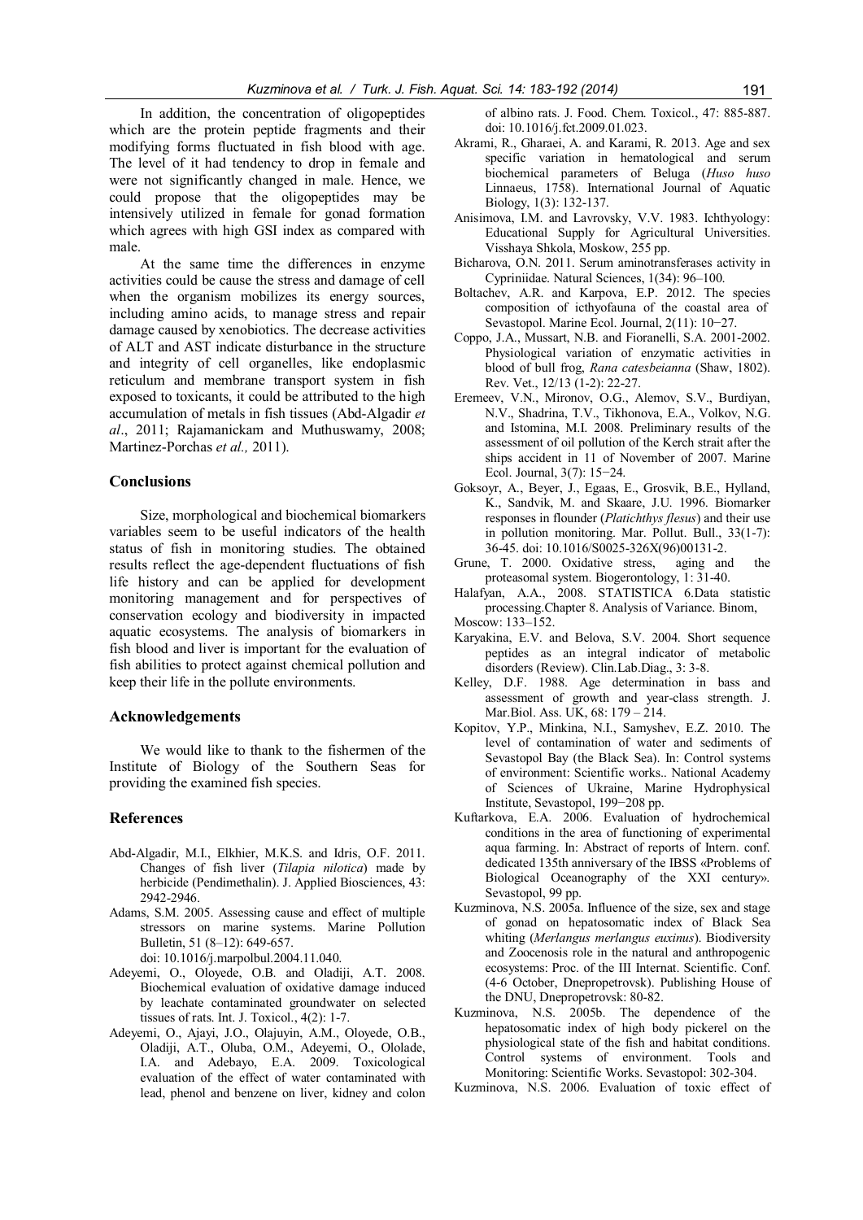In addition, the concentration of oligopeptides which are the protein peptide fragments and their modifying forms fluctuated in fish blood with age. The level of it had tendency to drop in female and were not significantly changed in male. Hence, we could propose that the oligopeptides may be intensively utilized in female for gonad formation which agrees with high GSI index as compared with male.

At the same time the differences in enzyme activities could be cause the stress and damage of cell when the organism mobilizes its energy sources, including amino acids, to manage stress and repair damage caused by xenobiotics. The decrease activities of ALT and AST indicate disturbance in the structure and integrity of cell organelles, like endoplasmic reticulum and membrane transport system in fish exposed to toxicants, it could be attributed to the high accumulation of metals in fish tissues (Abd-Algadir *et al*., 2011; Rajamanickam and Muthuswamy, 2008; Martinez-Porchas *et al.,* 2011).

## Conclusions

Size, morphological and biochemical biomarkers variables seem to be useful indicators of the health status of fish in monitoring studies. The obtained results reflect the age-dependent fluctuations of fish life history and can be applied for development monitoring management and for perspectives of conservation ecology and biodiversity in impacted aquatic ecosystems. The analysis of biomarkers in fish blood and liver is important for the evaluation of fish abilities to protect against chemical pollution and keep their life in the pollute environments.

## Acknowledgements

We would like to thank to the fishermen of the Institute of Biology of the Southern Seas for providing the examined fish species.

## References

Abd-Algadir, M.I., Elkhier, M.K.S. and Idris, O.F. 2011. Changes of fish liver (*Tilapia nilotica*) made by herbicide (Pendimethalin). J. Applied Biosciences, 43: 2942-2946.

Adams, S.M. 2005. Assessing cause and effect of multiple stressors on marine systems. Marine Pollution Bulletin, 51 (8–12): 649-657. doi: 10.1016/j.marpolbul.2004.11.040.

Adeyemi, O., Oloyede, O.B. and Oladiji, A.T. 2008. Biochemical evaluation of oxidative damage induced by leachate contaminated groundwater on selected tissues of rats. Int. J. Toxicol., 4(2): 1-7.

Adeyemi, O., Ajayi, J.O., Olajuyin, A.M., Oloyede, O.B., Oladiji, A.T., Oluba, O.M., Adeyemi, O., Ololade, I.A. and Adebayo, E.A. 2009. Toxicological evaluation of the effect of water contaminated with lead, phenol and benzene on liver, kidney and colon of albino rats. J. Food. Chem. Toxicol., 47: 885-887. doi: 10.1016/j.fct.2009.01.023.

Akrami, R., Gharaei, A. and Karami, R. 2013. Age and sex specific variation in hematological and serum biochemical parameters of Beluga (*Huso huso* Linnaeus, 1758). International Journal of Aquatic Biology, 1(3): 132-137.

Anisimova, I.M. and Lavrovsky, V.V. 1983. Ichthyology: Educational Supply for Agricultural Universities. Visshaya Shkola, Moskow, 255 pp.

Bicharova, O.N. 2011. Serum aminotransferases activity in Cypriniidae. Natural Sciences, 1(34): 96–100.

Boltachev, A.R. and Karpova, E.P. 2012. The species composition of icthyofauna of the coastal area of Sevastopol. Marine Ecol. Journal, 2(11): 10−27.

Coppo, J.A., Mussart, N.B. and Fioranelli, S.A. 2001-2002. Physiological variation of enzymatic activities in blood of bull frog, *Rana catesbeianna* (Shaw, 1802). Rev. Vet., 12/13 (1-2): 22-27.

Eremeev, V.N., Mironov, O.G., Alemov, S.V., Burdiyan, N.V., Shadrina, T.V., Tikhonova, E.A., Volkov, N.G. and Istomina, M.I. 2008. Preliminary results of the assessment of oil pollution of the Kerch strait after the ships accident in 11 of November of 2007. Marine Ecol. Journal, 3(7): 15−24.

Goksoyr, A., Beyer, J., Egaas, E., Grosvik, B.E., Hylland, K., Sandvik, M. and Skaare, J.U. 1996. Biomarker responses in flounder (*Platichthys flesus*) and their use in pollution monitoring. Mar. Pollut. Bull., 33(1-7): 36-45. doi: 10.1016/S0025-326X(96)00131-2.

Grune, T. 2000. Oxidative stress, aging and the proteasomal system. Biogerontology, 1: 31-40.

Halafyan, A.A., 2008. STATISTICA 6.Data statistic processing.Chapter 8. Analysis of Variance. Binom, Moscow: 133–152.

Karyakina, E.V. and Belova, S.V. 2004. Short sequence peptides as an integral indicator of metabolic disorders (Review). Clin.Lab.Diag., 3: 3-8.

Kelley, D.F. 1988. Age determination in bass and assessment of growth and year-class strength. J. Mar.Biol. Ass. UK, 68: 179 – 214.

Kopitov, Y.P., Minkina, N.I., Samyshev, E.Z. 2010. The level of contamination of water and sediments of Sevastopol Bay (the Black Sea). In: Control systems of environment: Scientific works.. National Academy of Sciences of Ukraine, Marine Hydrophysical Institute, Sevastopol, 199−208 pp.

Kuftarkova, E.A. 2006. Evaluation of hydrochemical conditions in the area of functioning of experimental aqua farming. In: Abstract of reports of Intern. conf. dedicated 135th anniversary of the IBSS «Problems of Biological Oceanography of the XXI century». Sevastopol, 99 pp.

Kuzminova, N.S. 2005a. Influence of the size, sex and stage of gonad on hepatosomatic index of Black Sea whiting (*Merlangus merlangus euxinus*). Biodiversity and Zoocenosis role in the natural and anthropogenic ecosystems: Proc. of the III Internat. Scientific. Conf. (4-6 October, Dnepropetrovsk). Publishing House of the DNU, Dnepropetrovsk: 80-82.

Kuzminova, N.S. 2005b. The dependence of the hepatosomatic index of high body pickerel on the physiological state of the fish and habitat conditions. Control systems of environment. Tools and Monitoring: Scientific Works. Sevastopol: 302-304.

Kuzminova, N.S. 2006. Evaluation of toxic effect of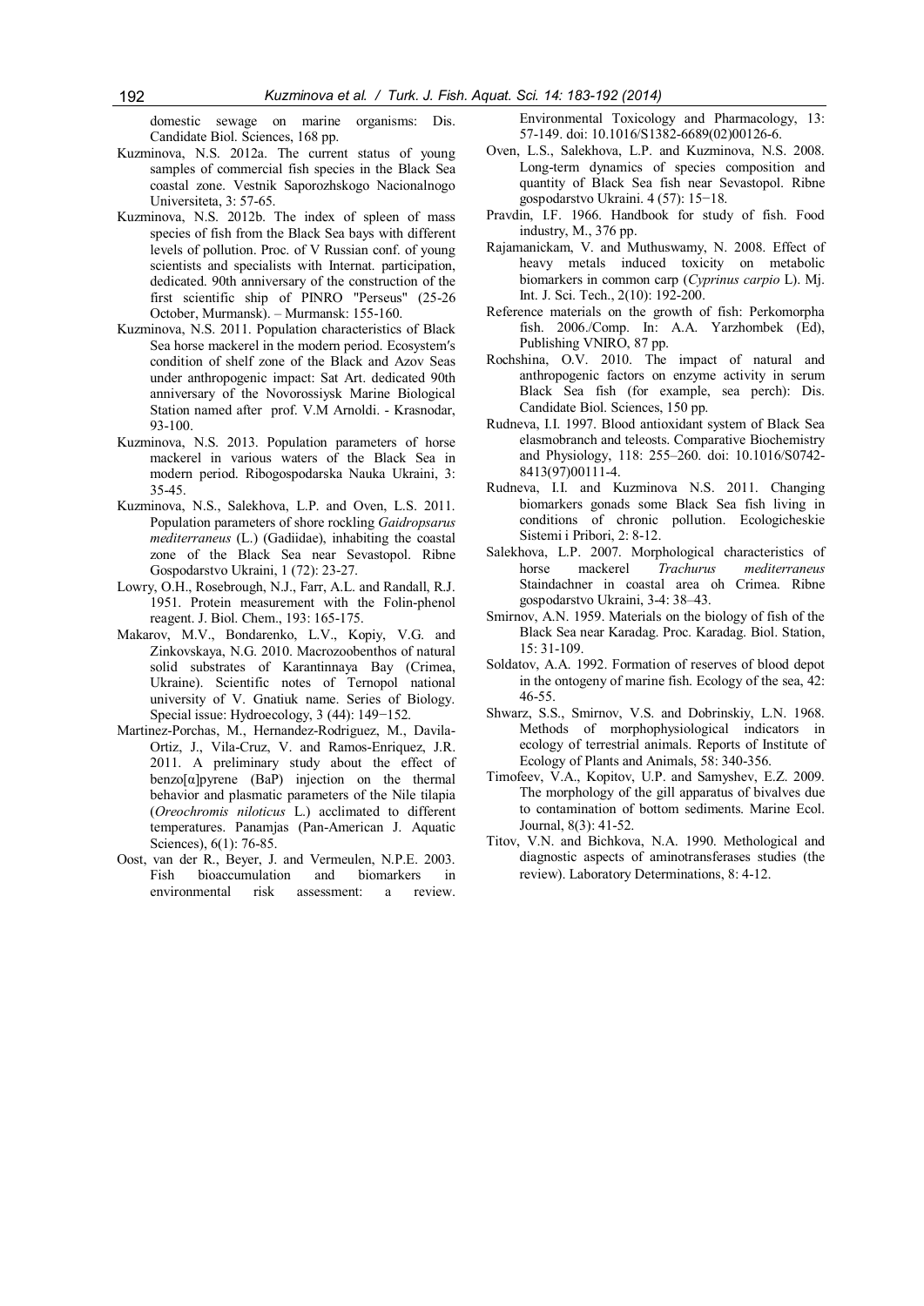domestic sewage on marine organisms: Dis. Candidate Biol. Sciences, 168 pp.

Kuzminova, N.S. 2012a. The current status of young samples of commercial fish species in the Black Sea coastal zone. Vestnik Saporozhskogo Nacionalnogo Universiteta, 3: 57-65.

Kuzminova, N.S. 2012b. The index of spleen of mass species of fish from the Black Sea bays with different levels of pollution. Proc. of V Russian conf. of young scientists and specialists with Internat. participation, dedicated. 90th anniversary of the construction of the first scientific ship of PINRO "Perseus" (25-26 October, Murmansk). – Murmansk: 155-160.

Kuzminova, N.S. 2011. Population characteristics of Black Sea horse mackerel in the modern period. Ecosystem′s condition of shelf zone of the Black and Azov Seas under anthropogenic impact: Sat Art. dedicated 90th anniversary of the Novorossiysk Marine Biological Station named after prof. V.M Arnoldi. - Krasnodar, 93-100.

Kuzminova, N.S. 2013. Population parameters of horse mackerel in various waters of the Black Sea in modern period. Ribogospodarska Nauka Ukraini, 3: 35-45.

Kuzminova, N.S., Salekhova, L.P. and Oven, L.S. 2011. Population parameters of shore rockling *Gaidropsarus mediterraneus* (L.) (Gadiidae), inhabiting the coastal zone of the Black Sea near Sevastopol. Ribne Gospodarstvo Ukraini, 1 (72): 23-27.

Lowry, O.H., Rosebrough, N.J., Farr, A.L. and Randall, R.J. 1951. Protein measurement with the Folin-phenol reagent. J. Biol. Chem., 193: 165-175.

Makarov, M.V., Bondarenko, L.V., Kopiy, V.G. and Zinkovskaya, N.G. 2010. Macrozoobenthos of natural solid substrates of Karantinnaya Bay (Crimea, Ukraine). Scientific notes of Ternopol national university of V. Gnatiuk name. Series of Biology. Special issue: Hydroecology, 3 (44): 149−152.

Martinez-Porchas, M., Hernandez-Rodriguez, M., Davila-Ortiz, J., Vila-Cruz, V. and Ramos-Enriquez, J.R. 2011. A preliminary study about the effect of benzo[α]pyrene (BaP) injection on the thermal behavior and plasmatic parameters of the Nile tilapia (*Oreochromis niloticus* L.) acclimated to different temperatures. Panamjas (Pan-American J. Aquatic Sciences), 6(1): 76-85.

Oost, van der R., Beyer, J. and Vermeulen, N.P.E. 2003. Fish bioaccumulation and biomarkers in environmental risk assessment: a review. Environmental Toxicology and Pharmacology, 13: 57-149. doi: 10.1016/S1382-6689(02)00126-6.

Oven, L.S., Salekhova, L.P. and Kuzminova, N.S. 2008. Long-term dynamics of species composition and quantity of Black Sea fish near Sevastopol. Ribne gospodarstvo Ukraini. 4 (57): 15−18.

Pravdin, I.F. 1966. Handbook for study of fish. Food industry, M., 376 pp.

Rajamanickam, V. and Muthuswamy, N. 2008. Effect of heavy metals induced toxicity on metabolic biomarkers in common carp (*Cyprinus carpio* L). Mj. Int. J. Sci. Tech., 2(10): 192-200.

Reference materials on the growth of fish: Perkomorpha fish. 2006./Comp. In: A.A. Yarzhombek (Ed), Publishing VNIRO, 87 pp.

Rochshina, O.V. 2010. The impact of natural and anthropogenic factors on enzyme activity in serum Black Sea fish (for example, sea perch): Dis. Candidate Biol. Sciences, 150 pp.

Rudneva, I.I. 1997. Blood antioxidant system of Black Sea elasmobranch and teleosts. Comparative Biochemistry and Physiology, 118: 255–260. doi: 10.1016/S0742-8413(97)00111-4.

Rudneva, I.I. and Kuzminova N.S. 2011. Changing biomarkers gonads some Black Sea fish living in conditions of chronic pollution. Ecologicheskie Sistemi i Pribori, 2: 8-12.

Salekhova, L.P. 2007. Morphological characteristics of horse mackerel *Trachurus mediterraneus* Staindachner in coastal area oh Crimea. Ribne gospodarstvo Ukraini, 3-4: 38–43.

Smirnov, A.N. 1959. Materials on the biology of fish of the Black Sea near Karadag. Proc. Karadag. Biol. Station, 15: 31-109.

Soldatov, A.A. 1992. Formation of reserves of blood depot in the ontogeny of marine fish. Ecology of the sea, 42: 46-55.

Shwarz, S.S., Smirnov, V.S. and Dobrinskiy, L.N. 1968. Methods of morphophysiological indicators in ecology of terrestrial animals. Reports of Institute of Ecology of Plants and Animals, 58: 340-356.

Timofeev, V.A., Kopitov, U.P. and Samyshev, E.Z. 2009. The morphology of the gill apparatus of bivalves due to contamination of bottom sediments. Marine Ecol. Journal, 8(3): 41-52.

Titov, V.N. and Bichkova, N.A. 1990. Methological and diagnostic aspects of aminotransferases studies (the review). Laboratory Determinations, 8: 4-12.